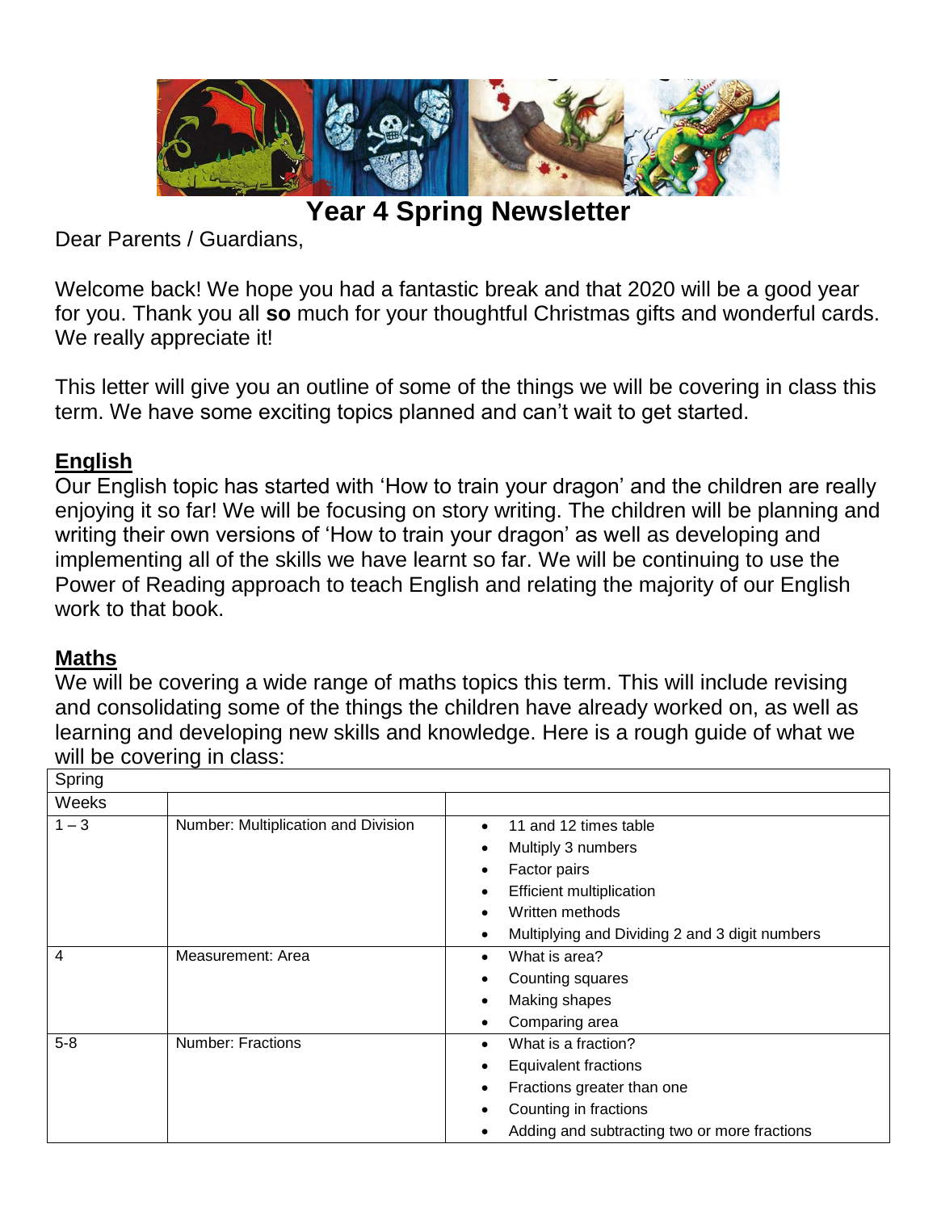# Year 4 Spring Newsletter

Dear Parents / Guardians,

Welcome back! We hope you had a fantastic break and that 2020 will be a good year for you. Thank you all **so** much for your thoughtful Christmas gifts and wonderful cards. We really appreciate it!

This letter will give you an outline of some of the things we will be covering in class this term. We have some exciting topics planned and can't wait to get started.

## English

Our English topic has started with 'How to train your dragon' and the children are really enjoying it so far! We will be focusing on story writing. The children will be planning and writing their own versions of 'How to train your dragon' as well as developing and implementing all of the skills we have learnt so far. We will be continuing to use the Power of Reading approach to teach English and relating the majority of our English work to that book.

## Maths

We will be covering a wide range of maths topics this term. This will include revising and consolidating some of the things the children have already worked on, as well as learning and developing new skills and knowledge. Here is a rough guide of what we will be covering in class:

| Spring | | |
|---|---|---|
| Weeks | | |
| 1 – 3 | Number: Multiplication and Division | • 11 and 12 times table<br>• Multiply 3 numbers<br>• Factor pairs<br>• Efficient multiplication<br>• Written methods<br>• Multiplying and Dividing 2 and 3 digit numbers |
| 4 | Measurement: Area | • What is area?<br>• Counting squares<br>• Making shapes<br>• Comparing area |
| 5-8 | Number: Fractions | • What is a fraction?<br>• Equivalent fractions<br>• Fractions greater than one<br>• Counting in fractions<br>• Adding and subtracting two or more fractions |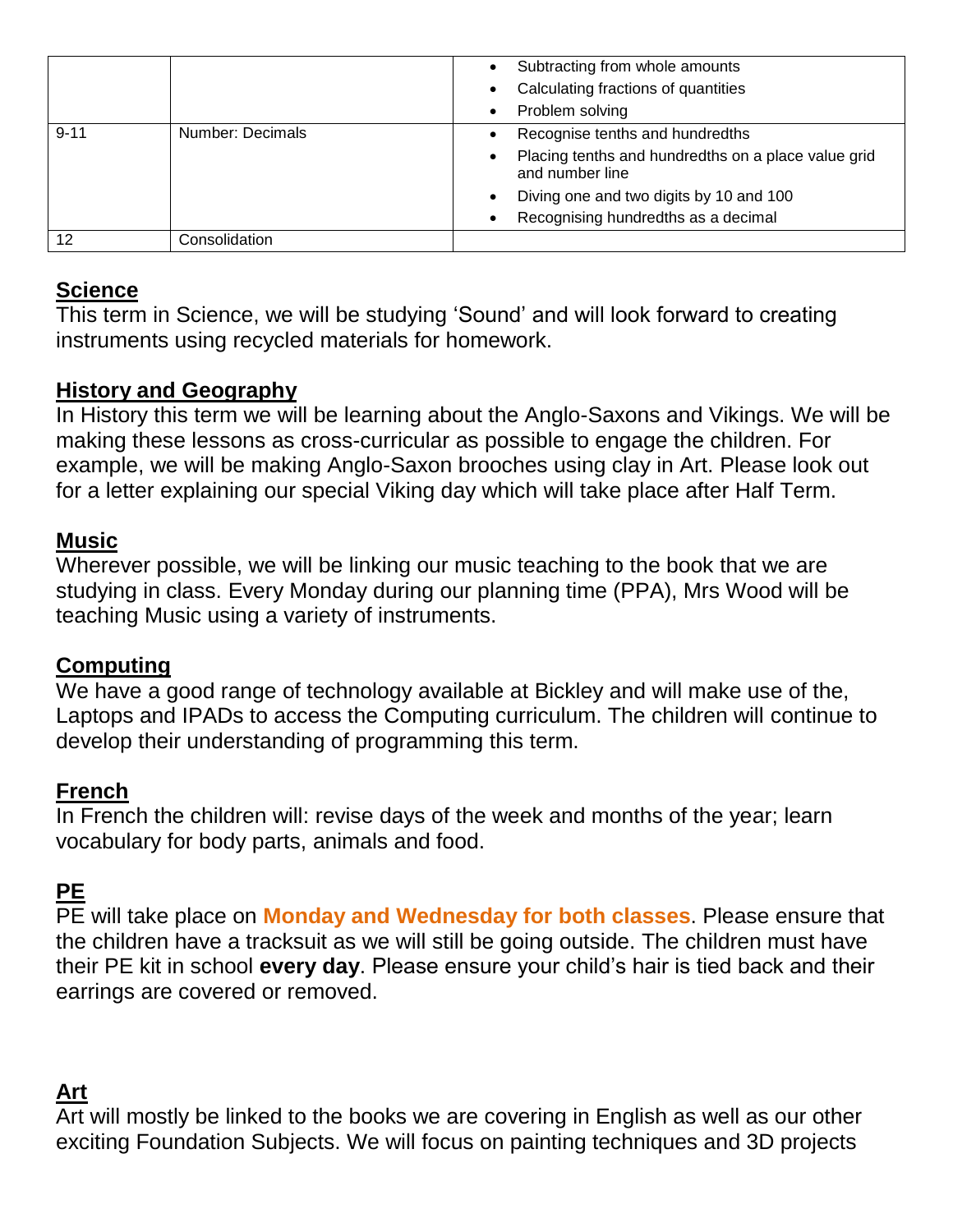| | | |
|---|---|---|
| | | • Subtracting from whole amounts<br>• Calculating fractions of quantities<br>• Problem solving |
| 9-11 | Number: Decimals | • Recognise tenths and hundredths<br>• Placing tenths and hundredths on a place value grid and number line<br>• Diving one and two digits by 10 and 100<br>• Recognising hundredths as a decimal |
| 12 | Consolidation | |

## Science

This term in Science, we will be studying 'Sound' and will look forward to creating instruments using recycled materials for homework.

## History and Geography

In History this term we will be learning about the Anglo-Saxons and Vikings. We will be making these lessons as cross-curricular as possible to engage the children. For example, we will be making Anglo-Saxon brooches using clay in Art. Please look out for a letter explaining our special Viking day which will take place after Half Term.

## Music

Wherever possible, we will be linking our music teaching to the book that we are studying in class. Every Monday during our planning time (PPA), Mrs Wood will be teaching Music using a variety of instruments.

## Computing

We have a good range of technology available at Bickley and will make use of the, Laptops and IPADs to access the Computing curriculum. The children will continue to develop their understanding of programming this term.

## French

In French the children will: revise days of the week and months of the year; learn vocabulary for body parts, animals and food.

## PE

PE will take place on **Monday and Wednesday for both classes**. Please ensure that the children have a tracksuit as we will still be going outside. The children must have their PE kit in school **every day**. Please ensure your child's hair is tied back and their earrings are covered or removed.

## Art

Art will mostly be linked to the books we are covering in English as well as our other exciting Foundation Subjects. We will focus on painting techniques and 3D projects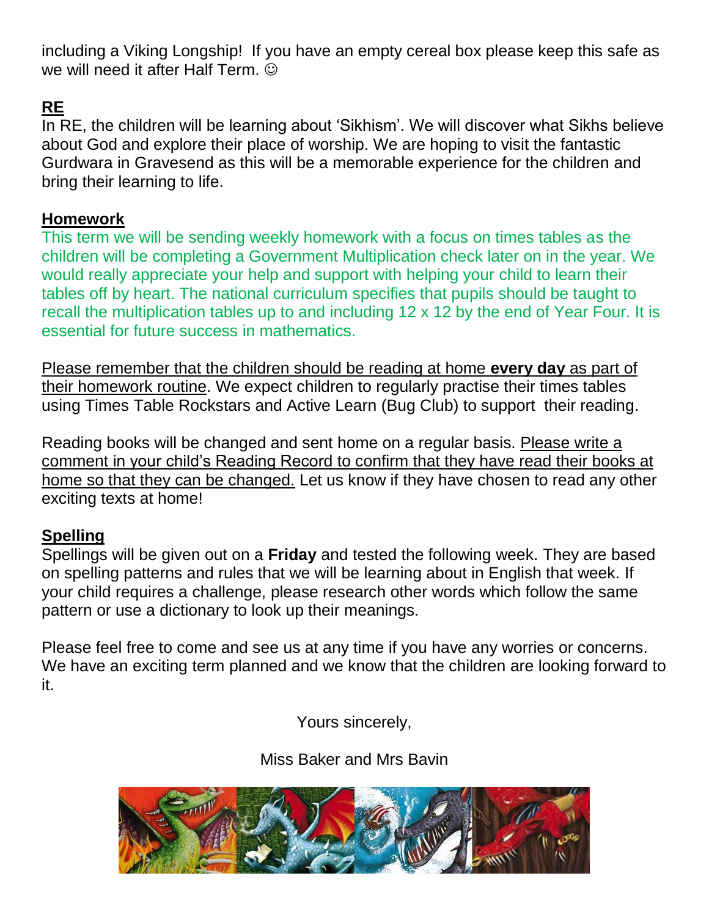including a Viking Longship! If you have an empty cereal box please keep this safe as we will need it after Half Term. ☺

## RE

In RE, the children will be learning about 'Sikhism'. We will discover what Sikhs believe about God and explore their place of worship. We are hoping to visit the fantastic Gurdwara in Gravesend as this will be a memorable experience for the children and bring their learning to life.

## Homework

This term we will be sending weekly homework with a focus on times tables as the children will be completing a Government Multiplication check later on in the year. We would really appreciate your help and support with helping your child to learn their tables off by heart. The national curriculum specifies that pupils should be taught to recall the multiplication tables up to and including 12 x 12 by the end of Year Four. It is essential for future success in mathematics.

Please remember that the children should be reading at home **every day** as part of their homework routine. We expect children to regularly practise their times tables using Times Table Rockstars and Active Learn (Bug Club) to support their reading.

Reading books will be changed and sent home on a regular basis. Please write a comment in your child's Reading Record to confirm that they have read their books at home so that they can be changed. Let us know if they have chosen to read any other exciting texts at home!

## Spelling

Spellings will be given out on a **Friday** and tested the following week. They are based on spelling patterns and rules that we will be learning about in English that week. If your child requires a challenge, please research other words which follow the same pattern or use a dictionary to look up their meanings.

Please feel free to come and see us at any time if you have any worries or concerns. We have an exciting term planned and we know that the children are looking forward to it.

Yours sincerely,

Miss Baker and Mrs Bavin